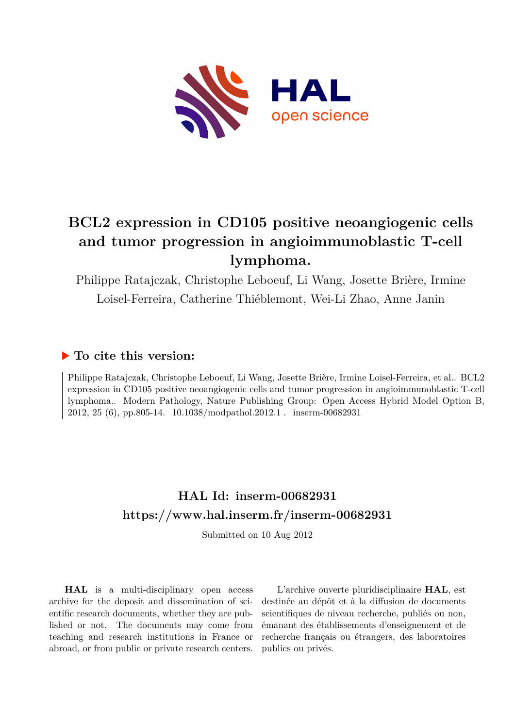# BCL2 expression in CD105 positive neoangiogenic cells and tumor progression in angioimmunoblastic T-cell lymphoma.

Philippe Ratajczak, Christophe Leboeuf, Li Wang, Josette Brière, Irmine Loisel-Ferreira, Catherine Thiéblemont, Wei-Li Zhao, Anne Janin

## ▶ To cite this version:

Philippe Ratajczak, Christophe Leboeuf, Li Wang, Josette Brière, Irmine Loisel-Ferreira, et al.. BCL2 expression in CD105 positive neoangiogenic cells and tumor progression in angioimmunoblastic T-cell lymphoma.. Modern Pathology, Nature Publishing Group: Open Access Hybrid Model Option B, 2012, 25 (6), pp.805-14. 10.1038/modpathol.2012.1 . inserm-00682931

## HAL Id: inserm-00682931
## https://www.hal.inserm.fr/inserm-00682931

Submitted on 10 Aug 2012

**HAL** is a multi-disciplinary open access archive for the deposit and dissemination of scientific research documents, whether they are published or not. The documents may come from teaching and research institutions in France or abroad, or from public or private research centers.

L'archive ouverte pluridisciplinaire **HAL**, est destinée au dépôt et à la diffusion de documents scientifiques de niveau recherche, publiés ou non, émanant des établissements d'enseignement et de recherche français ou étrangers, des laboratoires publics ou privés.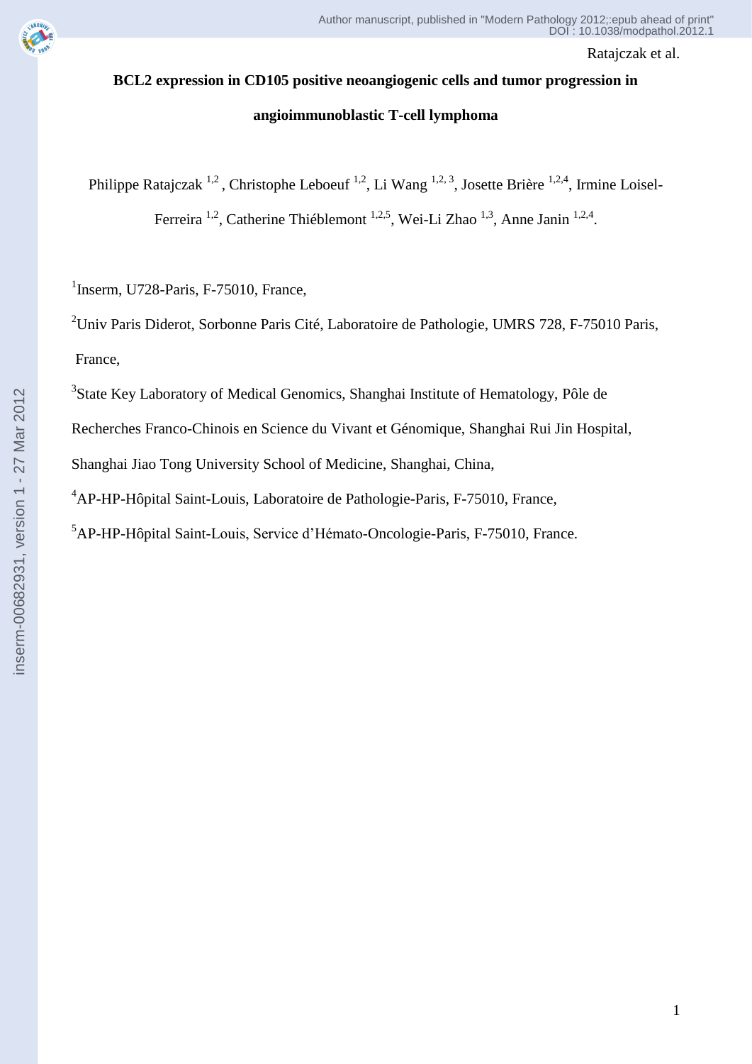# BCL2 expression in CD105 positive neoangiogenic cells and tumor progression in angioimmunoblastic T-cell lymphoma

Philippe Ratajczak [1,2], Christophe Leboeuf [1,2], Li Wang [1,2,3], Josette Brière [1,2,4], Irmine Loisel-Ferreira [1,2], Catherine Thiéblemont [1,2,5], Wei-Li Zhao [1,3], Anne Janin [1,2,4].

[1]Inserm, U728-Paris, F-75010, France,

[2]Univ Paris Diderot, Sorbonne Paris Cité, Laboratoire de Pathologie, UMRS 728, F-75010 Paris, France,

[3]State Key Laboratory of Medical Genomics, Shanghai Institute of Hematology, Pôle de Recherches Franco-Chinois en Science du Vivant et Génomique, Shanghai Rui Jin Hospital, Shanghai Jiao Tong University School of Medicine, Shanghai, China,

[4]AP-HP-Hôpital Saint-Louis, Laboratoire de Pathologie-Paris, F-75010, France,

[5]AP-HP-Hôpital Saint-Louis, Service d'Hémato-Oncologie-Paris, F-75010, France.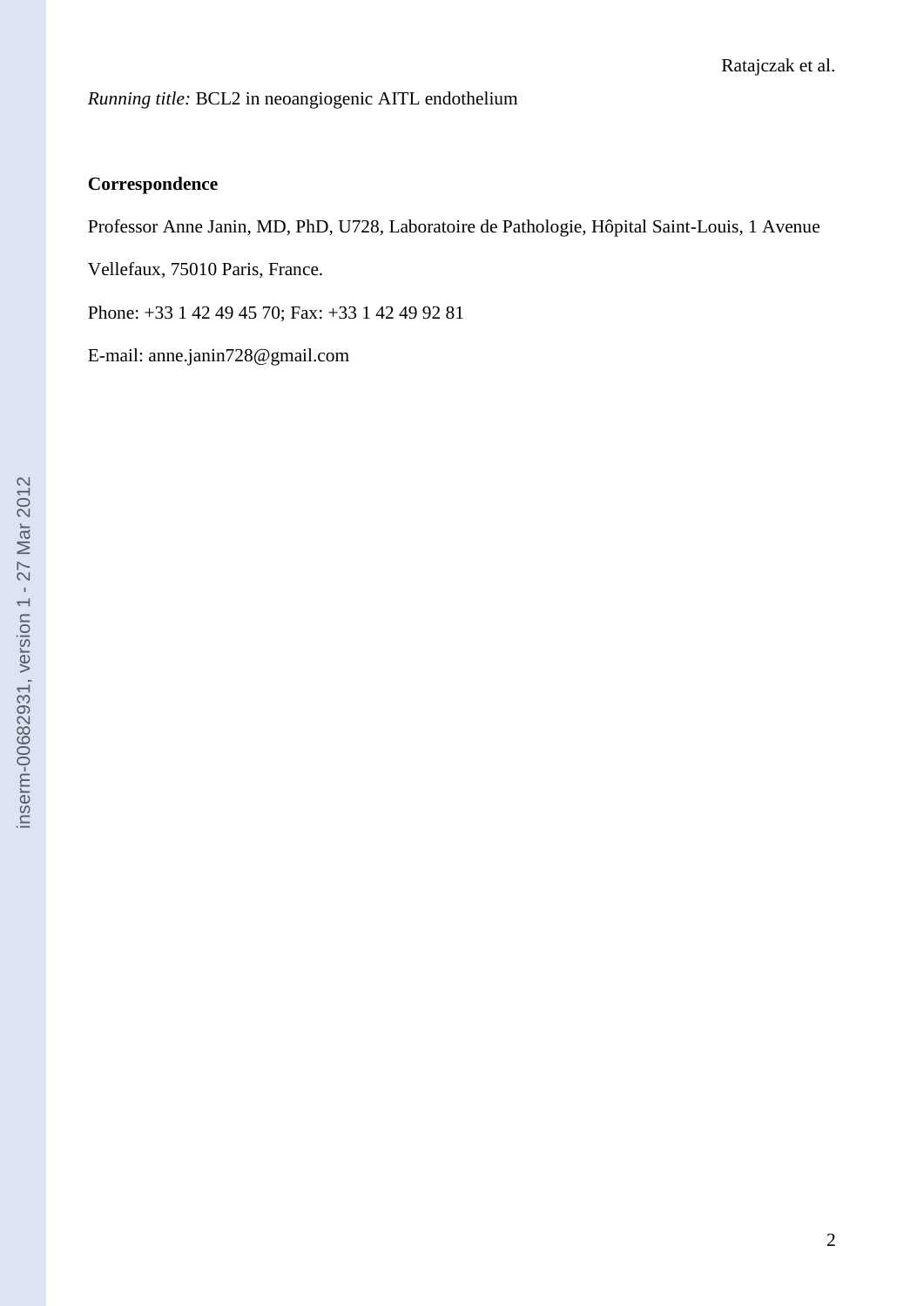*Running title:* BCL2 in neoangiogenic AITL endothelium

**Correspondence**

Professor Anne Janin, MD, PhD, U728, Laboratoire de Pathologie, Hôpital Saint-Louis, 1 Avenue Vellefaux, 75010 Paris, France.

Phone: +33 1 42 49 45 70; Fax: +33 1 42 49 92 81

E-mail: anne.janin728@gmail.com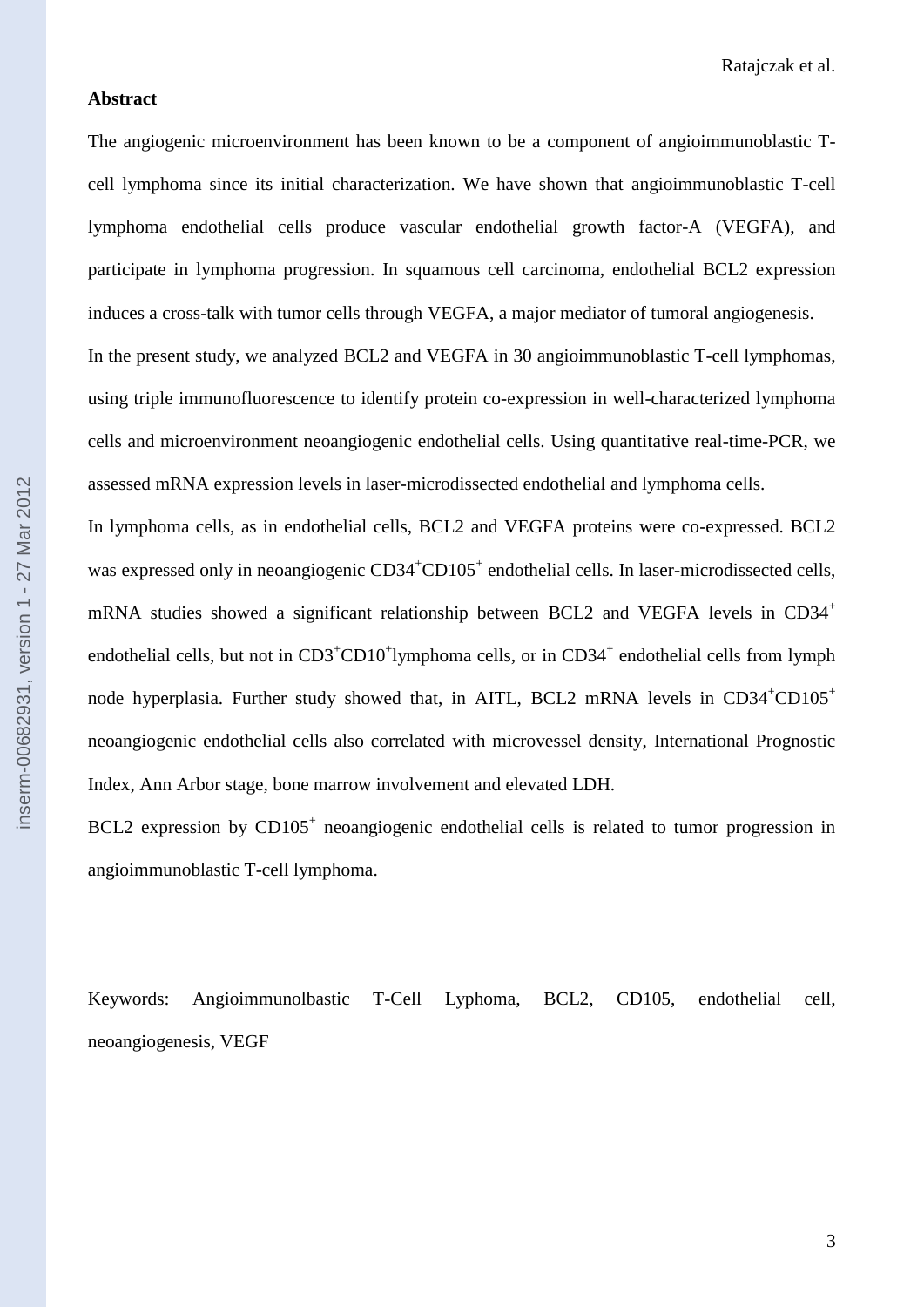## Abstract

The angiogenic microenvironment has been known to be a component of angioimmunoblastic T-cell lymphoma since its initial characterization. We have shown that angioimmunoblastic T-cell lymphoma endothelial cells produce vascular endothelial growth factor-A (VEGFA), and participate in lymphoma progression. In squamous cell carcinoma, endothelial BCL2 expression induces a cross-talk with tumor cells through VEGFA, a major mediator of tumoral angiogenesis.

In the present study, we analyzed BCL2 and VEGFA in 30 angioimmunoblastic T-cell lymphomas, using triple immunofluorescence to identify protein co-expression in well-characterized lymphoma cells and microenvironment neoangiogenic endothelial cells. Using quantitative real-time-PCR, we assessed mRNA expression levels in laser-microdissected endothelial and lymphoma cells.

In lymphoma cells, as in endothelial cells, BCL2 and VEGFA proteins were co-expressed. BCL2 was expressed only in neoangiogenic $CD34^{+}CD105^{+}$ endothelial cells. In laser-microdissected cells, mRNA studies showed a significant relationship between BCL2 and VEGFA levels in $CD34^{+}$ endothelial cells, but not in $CD3^{+}CD10^{+}$lymphoma cells, or in $CD34^{+}$ endothelial cells from lymph node hyperplasia. Further study showed that, in AITL, BCL2 mRNA levels in $CD34^{+}CD105^{+}$ neoangiogenic endothelial cells also correlated with microvessel density, International Prognostic Index, Ann Arbor stage, bone marrow involvement and elevated LDH.

BCL2 expression by $CD105^{+}$ neoangiogenic endothelial cells is related to tumor progression in angioimmunoblastic T-cell lymphoma.

Keywords: Angioimmunolbastic T-Cell Lyphoma, BCL2, CD105, endothelial cell, neoangiogenesis, VEGF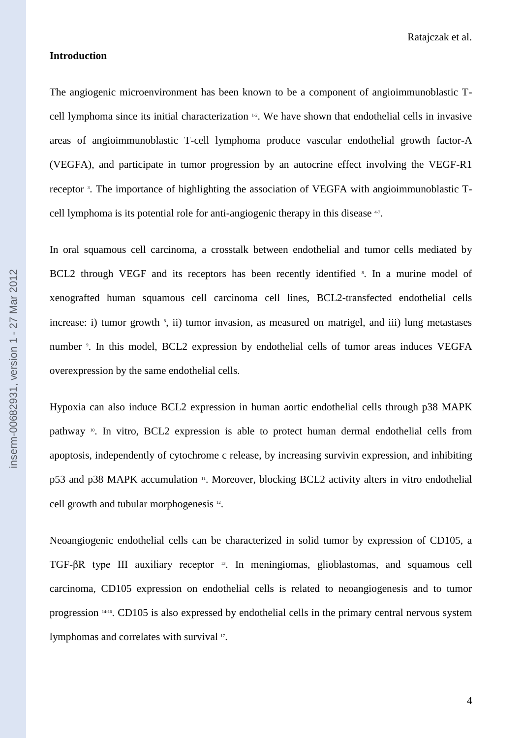**Introduction**

The angiogenic microenvironment has been known to be a component of angioimmunoblastic T-cell lymphoma since its initial characterization [1-2]. We have shown that endothelial cells in invasive areas of angioimmunoblastic T-cell lymphoma produce vascular endothelial growth factor-A (VEGFA), and participate in tumor progression by an autocrine effect involving the VEGF-R1 receptor [3]. The importance of highlighting the association of VEGFA with angioimmunoblastic T-cell lymphoma is its potential role for anti-angiogenic therapy in this disease [4-7].

In oral squamous cell carcinoma, a crosstalk between endothelial and tumor cells mediated by BCL2 through VEGF and its receptors has been recently identified [8]. In a murine model of xenografted human squamous cell carcinoma cell lines, BCL2-transfected endothelial cells increase: i) tumor growth [8], ii) tumor invasion, as measured on matrigel, and iii) lung metastases number [9]. In this model, BCL2 expression by endothelial cells of tumor areas induces VEGFA overexpression by the same endothelial cells.

Hypoxia can also induce BCL2 expression in human aortic endothelial cells through p38 MAPK pathway [10]. In vitro, BCL2 expression is able to protect human dermal endothelial cells from apoptosis, independently of cytochrome c release, by increasing survivin expression, and inhibiting p53 and p38 MAPK accumulation [11]. Moreover, blocking BCL2 activity alters in vitro endothelial cell growth and tubular morphogenesis [12].

Neoangiogenic endothelial cells can be characterized in solid tumor by expression of CD105, a TGF-βR type III auxiliary receptor [13]. In meningiomas, glioblastomas, and squamous cell carcinoma, CD105 expression on endothelial cells is related to neoangiogenesis and to tumor progression [14-16]. CD105 is also expressed by endothelial cells in the primary central nervous system lymphomas and correlates with survival [17].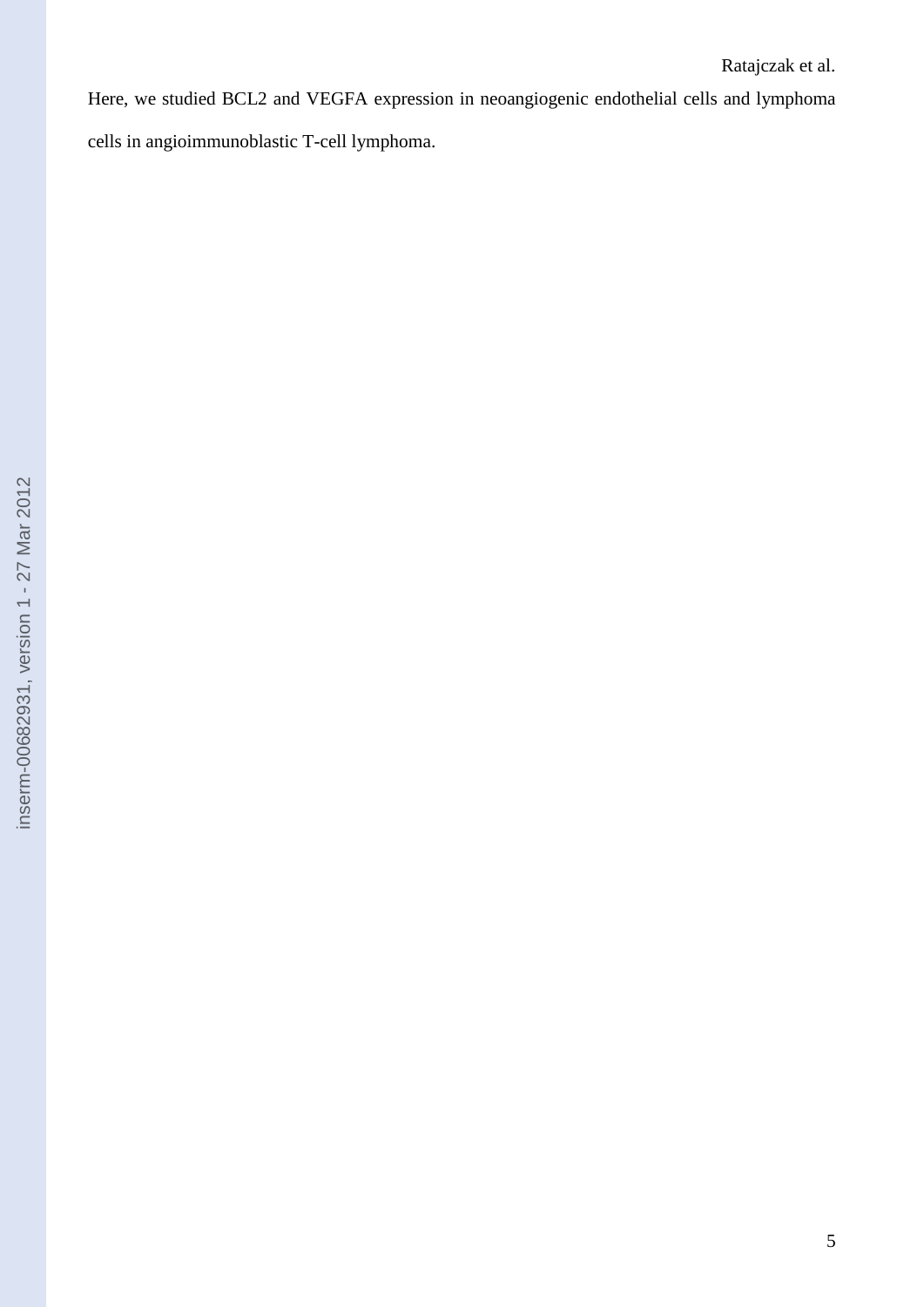Here, we studied BCL2 and VEGFA expression in neoangiogenic endothelial cells and lymphoma cells in angioimmunoblastic T-cell lymphoma.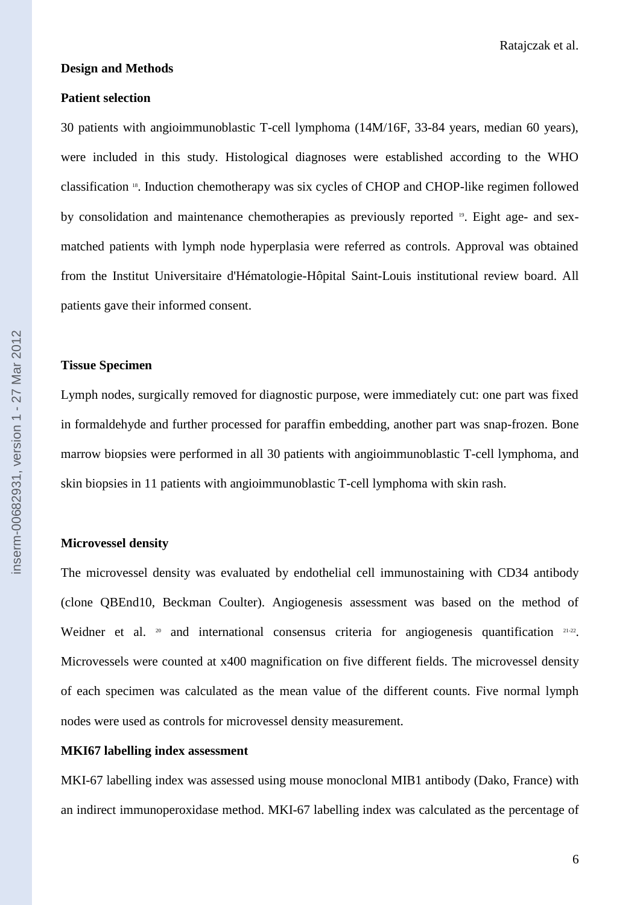## Design and Methods

### Patient selection

30 patients with angioimmunoblastic T-cell lymphoma (14M/16F, 33-84 years, median 60 years), were included in this study. Histological diagnoses were established according to the WHO classification [18]. Induction chemotherapy was six cycles of CHOP and CHOP-like regimen followed by consolidation and maintenance chemotherapies as previously reported [19]. Eight age- and sex-matched patients with lymph node hyperplasia were referred as controls. Approval was obtained from the Institut Universitaire d'Hématologie-Hôpital Saint-Louis institutional review board. All patients gave their informed consent.

### Tissue Specimen

Lymph nodes, surgically removed for diagnostic purpose, were immediately cut: one part was fixed in formaldehyde and further processed for paraffin embedding, another part was snap-frozen. Bone marrow biopsies were performed in all 30 patients with angioimmunoblastic T-cell lymphoma, and skin biopsies in 11 patients with angioimmunoblastic T-cell lymphoma with skin rash.

### Microvessel density

The microvessel density was evaluated by endothelial cell immunostaining with CD34 antibody (clone QBEnd10, Beckman Coulter). Angiogenesis assessment was based on the method of Weidner et al. [20] and international consensus criteria for angiogenesis quantification [21-22]. Microvessels were counted at x400 magnification on five different fields. The microvessel density of each specimen was calculated as the mean value of the different counts. Five normal lymph nodes were used as controls for microvessel density measurement.

### MKI67 labelling index assessment

MKI-67 labelling index was assessed using mouse monoclonal MIB1 antibody (Dako, France) with an indirect immunoperoxidase method. MKI-67 labelling index was calculated as the percentage of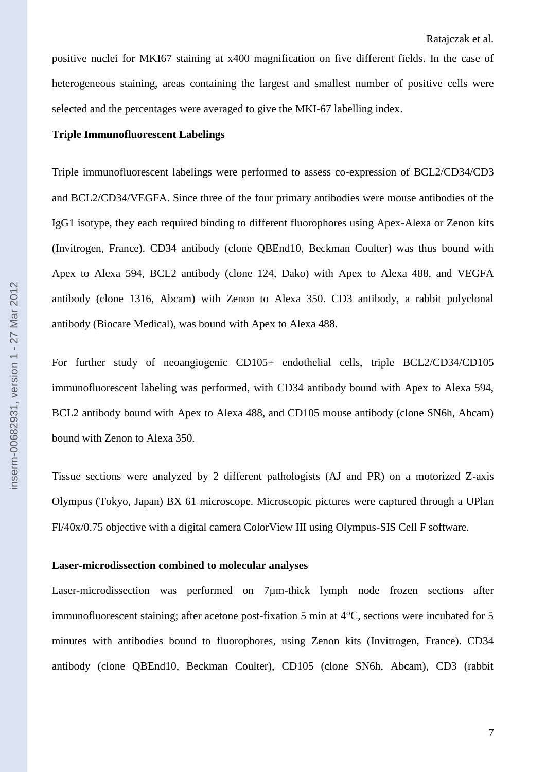positive nuclei for MKI67 staining at x400 magnification on five different fields. In the case of heterogeneous staining, areas containing the largest and smallest number of positive cells were selected and the percentages were averaged to give the MKI-67 labelling index.

**Triple Immunofluorescent Labelings**

Triple immunofluorescent labelings were performed to assess co-expression of BCL2/CD34/CD3 and BCL2/CD34/VEGFA. Since three of the four primary antibodies were mouse antibodies of the IgG1 isotype, they each required binding to different fluorophores using Apex-Alexa or Zenon kits (Invitrogen, France). CD34 antibody (clone QBEnd10, Beckman Coulter) was thus bound with Apex to Alexa 594, BCL2 antibody (clone 124, Dako) with Apex to Alexa 488, and VEGFA antibody (clone 1316, Abcam) with Zenon to Alexa 350. CD3 antibody, a rabbit polyclonal antibody (Biocare Medical), was bound with Apex to Alexa 488.

For further study of neoangiogenic CD105+ endothelial cells, triple BCL2/CD34/CD105 immunofluorescent labeling was performed, with CD34 antibody bound with Apex to Alexa 594, BCL2 antibody bound with Apex to Alexa 488, and CD105 mouse antibody (clone SN6h, Abcam) bound with Zenon to Alexa 350.

Tissue sections were analyzed by 2 different pathologists (AJ and PR) on a motorized Z-axis Olympus (Tokyo, Japan) BX 61 microscope. Microscopic pictures were captured through a UPlan Fl/40x/0.75 objective with a digital camera ColorView III using Olympus-SIS Cell F software.

**Laser-microdissection combined to molecular analyses**

Laser-microdissection was performed on 7µm-thick lymph node frozen sections after immunofluorescent staining; after acetone post-fixation 5 min at 4°C, sections were incubated for 5 minutes with antibodies bound to fluorophores, using Zenon kits (Invitrogen, France). CD34 antibody (clone QBEnd10, Beckman Coulter), CD105 (clone SN6h, Abcam), CD3 (rabbit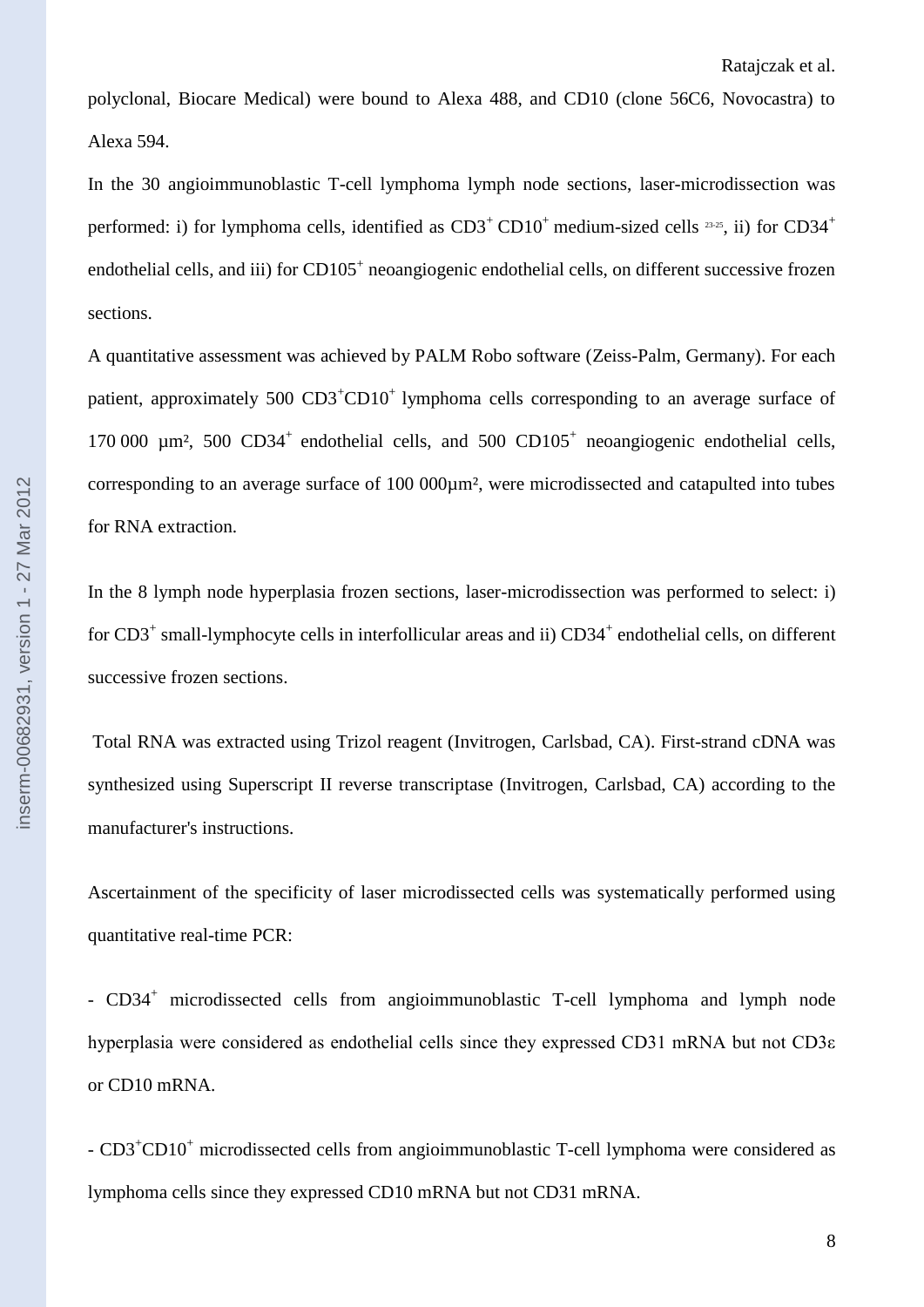polyclonal, Biocare Medical) were bound to Alexa 488, and CD10 (clone 56C6, Novocastra) to Alexa 594.

In the 30 angioimmunoblastic T-cell lymphoma lymph node sections, laser-microdissection was performed: i) for lymphoma cells, identified as $CD3^+$ $CD10^+$ medium-sized cells [23-25], ii) for $CD34^+$ endothelial cells, and iii) for $CD105^+$ neoangiogenic endothelial cells, on different successive frozen sections.

A quantitative assessment was achieved by PALM Robo software (Zeiss-Palm, Germany). For each patient, approximately 500 $CD3^+CD10^+$ lymphoma cells corresponding to an average surface of 170 000 µm², 500 $CD34^+$ endothelial cells, and 500 $CD105^+$ neoangiogenic endothelial cells, corresponding to an average surface of 100 000µm², were microdissected and catapulted into tubes for RNA extraction.

In the 8 lymph node hyperplasia frozen sections, laser-microdissection was performed to select: i) for $CD3^+$ small-lymphocyte cells in interfollicular areas and ii) $CD34^+$ endothelial cells, on different successive frozen sections.

Total RNA was extracted using Trizol reagent (Invitrogen, Carlsbad, CA). First-strand cDNA was synthesized using Superscript II reverse transcriptase (Invitrogen, Carlsbad, CA) according to the manufacturer's instructions.

Ascertainment of the specificity of laser microdissected cells was systematically performed using quantitative real-time PCR:

- $CD34^+$ microdissected cells from angioimmunoblastic T-cell lymphoma and lymph node hyperplasia were considered as endothelial cells since they expressed CD31 mRNA but not CD3ε or CD10 mRNA.

- $CD3^+CD10^+$ microdissected cells from angioimmunoblastic T-cell lymphoma were considered as lymphoma cells since they expressed CD10 mRNA but not CD31 mRNA.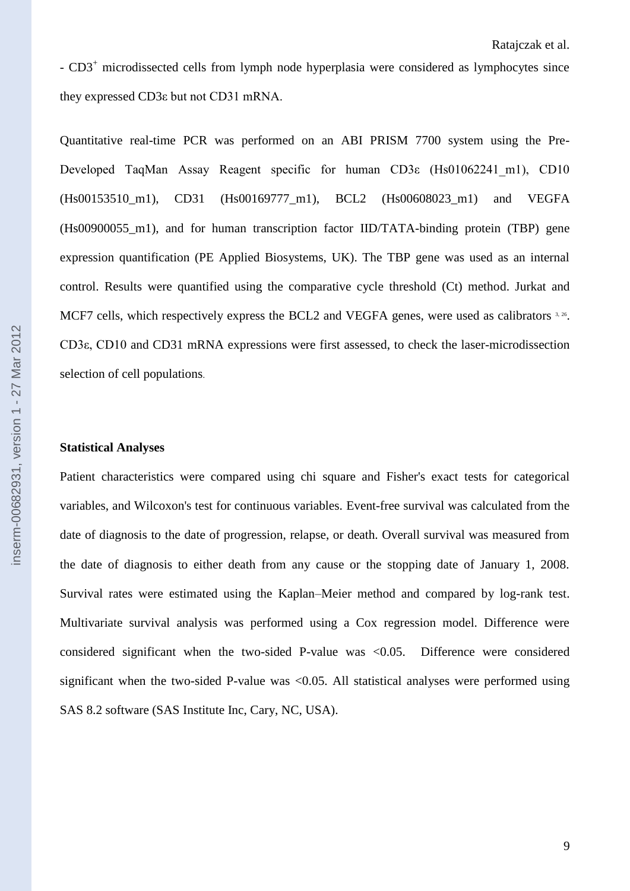- $CD3^+$ microdissected cells from lymph node hyperplasia were considered as lymphocytes since they expressed CD3ε but not CD31 mRNA.

Quantitative real-time PCR was performed on an ABI PRISM 7700 system using the Pre-Developed TaqMan Assay Reagent specific for human CD3ε (Hs01062241_m1), CD10 (Hs00153510_m1), CD31 (Hs00169777_m1), BCL2 (Hs00608023_m1) and VEGFA (Hs00900055_m1), and for human transcription factor IID/TATA-binding protein (TBP) gene expression quantification (PE Applied Biosystems, UK). The TBP gene was used as an internal control. Results were quantified using the comparative cycle threshold (Ct) method. Jurkat and MCF7 cells, which respectively express the BCL2 and VEGFA genes, were used as calibrators [3, 26]. CD3ε, CD10 and CD31 mRNA expressions were first assessed, to check the laser-microdissection selection of cell populations.

**Statistical Analyses**

Patient characteristics were compared using chi square and Fisher's exact tests for categorical variables, and Wilcoxon's test for continuous variables. Event-free survival was calculated from the date of diagnosis to the date of progression, relapse, or death. Overall survival was measured from the date of diagnosis to either death from any cause or the stopping date of January 1, 2008. Survival rates were estimated using the Kaplan–Meier method and compared by log-rank test. Multivariate survival analysis was performed using a Cox regression model. Difference were considered significant when the two-sided P-value was <0.05. Difference were considered significant when the two-sided P-value was <0.05. All statistical analyses were performed using SAS 8.2 software (SAS Institute Inc, Cary, NC, USA).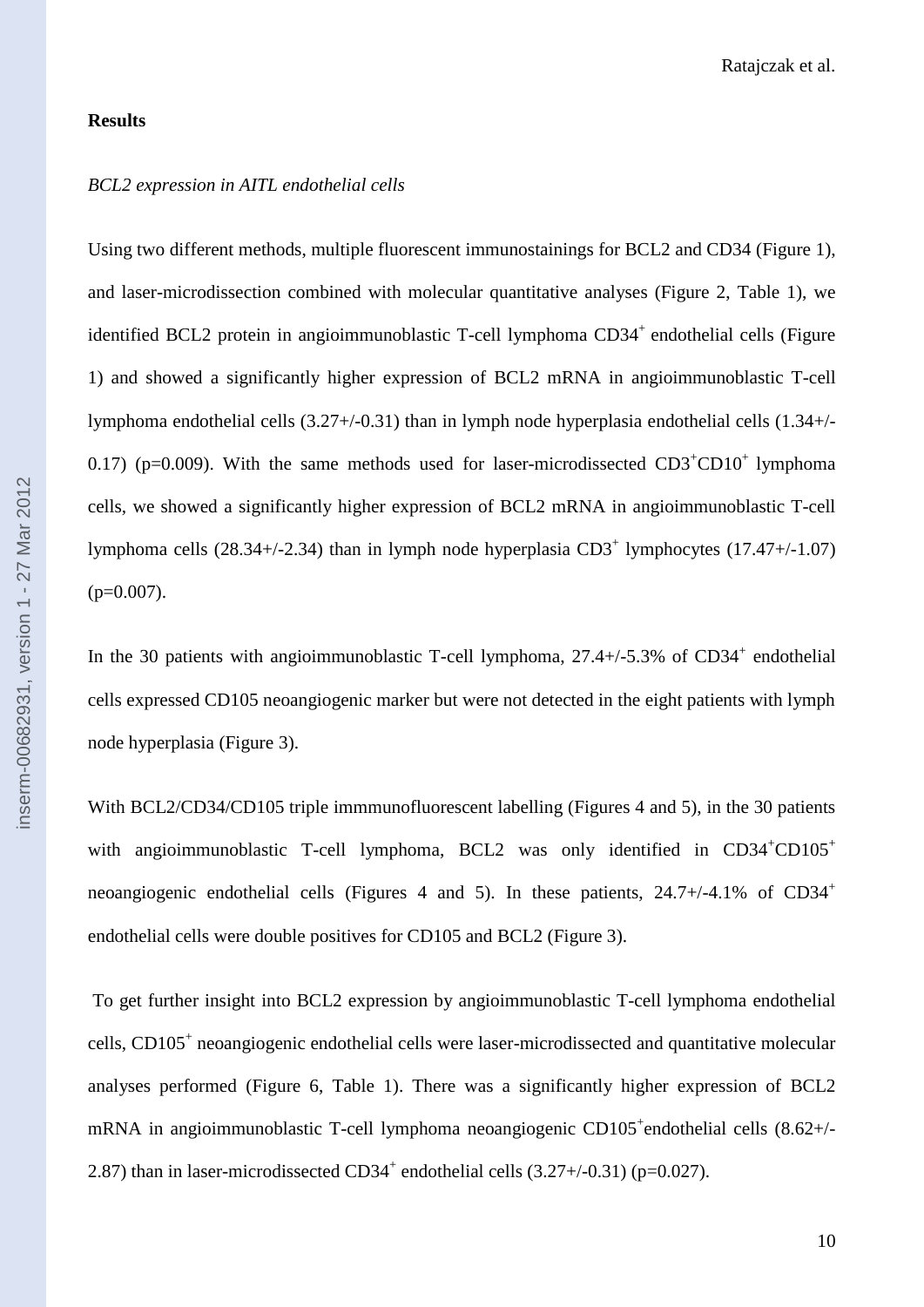**Results**

*BCL2 expression in AITL endothelial cells*

Using two different methods, multiple fluorescent immunostainings for BCL2 and CD34 (Figure 1), and laser-microdissection combined with molecular quantitative analyses (Figure 2, Table 1), we identified BCL2 protein in angioimmunoblastic T-cell lymphoma $CD34^+$ endothelial cells (Figure 1) and showed a significantly higher expression of BCL2 mRNA in angioimmunoblastic T-cell lymphoma endothelial cells (3.27+/-0.31) than in lymph node hyperplasia endothelial cells (1.34+/-0.17) (p=0.009). With the same methods used for laser-microdissected $CD3^+CD10^+$ lymphoma cells, we showed a significantly higher expression of BCL2 mRNA in angioimmunoblastic T-cell lymphoma cells (28.34+/-2.34) than in lymph node hyperplasia $CD3^+$ lymphocytes (17.47+/-1.07) (p=0.007).

In the 30 patients with angioimmunoblastic T-cell lymphoma, 27.4+/-5.3% of $CD34^+$ endothelial cells expressed CD105 neoangiogenic marker but were not detected in the eight patients with lymph node hyperplasia (Figure 3).

With BCL2/CD34/CD105 triple immmunofluorescent labelling (Figures 4 and 5), in the 30 patients with angioimmunoblastic T-cell lymphoma, BCL2 was only identified in $CD34^+CD105^+$ neoangiogenic endothelial cells (Figures 4 and 5). In these patients, 24.7+/-4.1% of $CD34^+$ endothelial cells were double positives for CD105 and BCL2 (Figure 3).

To get further insight into BCL2 expression by angioimmunoblastic T-cell lymphoma endothelial cells, $CD105^+$ neoangiogenic endothelial cells were laser-microdissected and quantitative molecular analyses performed (Figure 6, Table 1). There was a significantly higher expression of BCL2 mRNA in angioimmunoblastic T-cell lymphoma neoangiogenic $CD105^+$endothelial cells (8.62+/-2.87) than in laser-microdissected $CD34^+$ endothelial cells (3.27+/-0.31) (p=0.027).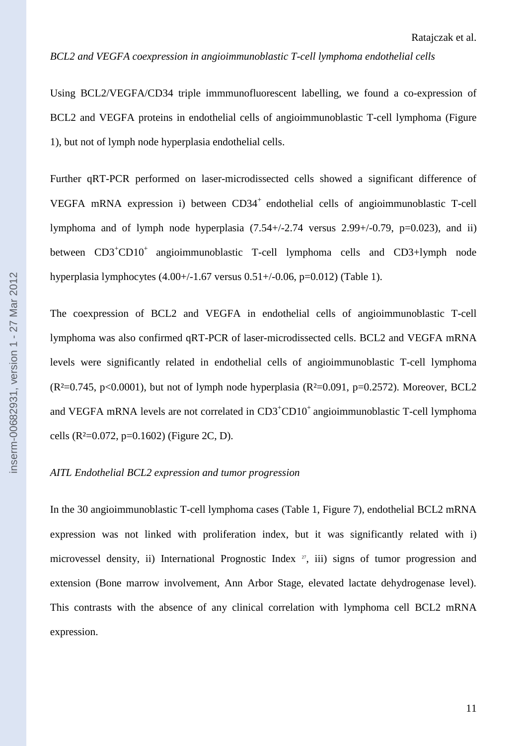*BCL2 and VEGFA coexpression in angioimmunoblastic T-cell lymphoma endothelial cells*

Using BCL2/VEGFA/CD34 triple immmunofluorescent labelling, we found a co-expression of BCL2 and VEGFA proteins in endothelial cells of angioimmunoblastic T-cell lymphoma (Figure 1), but not of lymph node hyperplasia endothelial cells.

Further qRT-PCR performed on laser-microdissected cells showed a significant difference of VEGFA mRNA expression i) between $CD34^+$ endothelial cells of angioimmunoblastic T-cell lymphoma and of lymph node hyperplasia (7.54+/-2.74 versus 2.99+/-0.79, p=0.023), and ii) between $CD3^+CD10^+$ angioimmunoblastic T-cell lymphoma cells and CD3+lymph node hyperplasia lymphocytes (4.00+/-1.67 versus 0.51+/-0.06, p=0.012) (Table 1).

The coexpression of BCL2 and VEGFA in endothelial cells of angioimmunoblastic T-cell lymphoma was also confirmed qRT-PCR of laser-microdissected cells. BCL2 and VEGFA mRNA levels were significantly related in endothelial cells of angioimmunoblastic T-cell lymphoma ($R^2$=0.745, p<0.0001), but not of lymph node hyperplasia ($R^2$=0.091, p=0.2572). Moreover, BCL2 and VEGFA mRNA levels are not correlated in $CD3^+CD10^+$ angioimmunoblastic T-cell lymphoma cells ($R^2$=0.072, p=0.1602) (Figure 2C, D).

*AITL Endothelial BCL2 expression and tumor progression*

In the 30 angioimmunoblastic T-cell lymphoma cases (Table 1, Figure 7), endothelial BCL2 mRNA expression was not linked with proliferation index, but it was significantly related with i) microvessel density, ii) International Prognostic Index [27], iii) signs of tumor progression and extension (Bone marrow involvement, Ann Arbor Stage, elevated lactate dehydrogenase level). This contrasts with the absence of any clinical correlation with lymphoma cell BCL2 mRNA expression.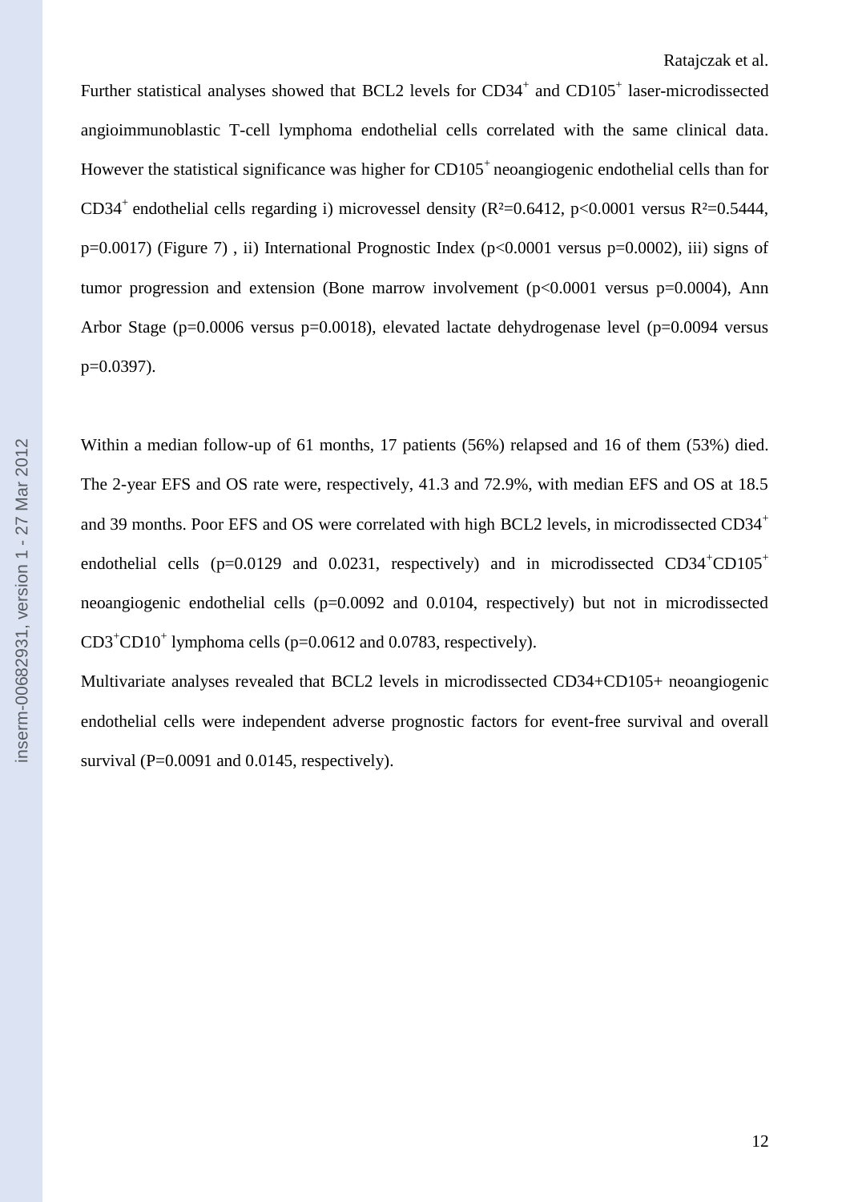Further statistical analyses showed that BCL2 levels for $CD34^+$ and $CD105^+$ laser-microdissected angioimmunoblastic T-cell lymphoma endothelial cells correlated with the same clinical data. However the statistical significance was higher for $CD105^+$ neoangiogenic endothelial cells than for $CD34^+$ endothelial cells regarding i) microvessel density ($R^2=0.6412$, $p<0.0001$ versus $R^2=0.5444$, $p=0.0017$) (Figure 7) , ii) International Prognostic Index ($p<0.0001$ versus $p=0.0002$), iii) signs of tumor progression and extension (Bone marrow involvement ($p<0.0001$ versus $p=0.0004$), Ann Arbor Stage ($p=0.0006$ versus $p=0.0018$), elevated lactate dehydrogenase level ($p=0.0094$ versus $p=0.0397$).

Within a median follow-up of 61 months, 17 patients (56%) relapsed and 16 of them (53%) died. The 2-year EFS and OS rate were, respectively, 41.3 and 72.9%, with median EFS and OS at 18.5 and 39 months. Poor EFS and OS were correlated with high BCL2 levels, in microdissected $CD34^+$ endothelial cells ($p=0.0129$ and $0.0231$, respectively) and in microdissected $CD34^+CD105^+$ neoangiogenic endothelial cells ($p=0.0092$ and $0.0104$, respectively) but not in microdissected $CD3^+CD10^+$ lymphoma cells ($p=0.0612$ and $0.0783$, respectively).

Multivariate analyses revealed that BCL2 levels in microdissected CD34+CD105+ neoangiogenic endothelial cells were independent adverse prognostic factors for event-free survival and overall survival ($P=0.0091$ and $0.0145$, respectively).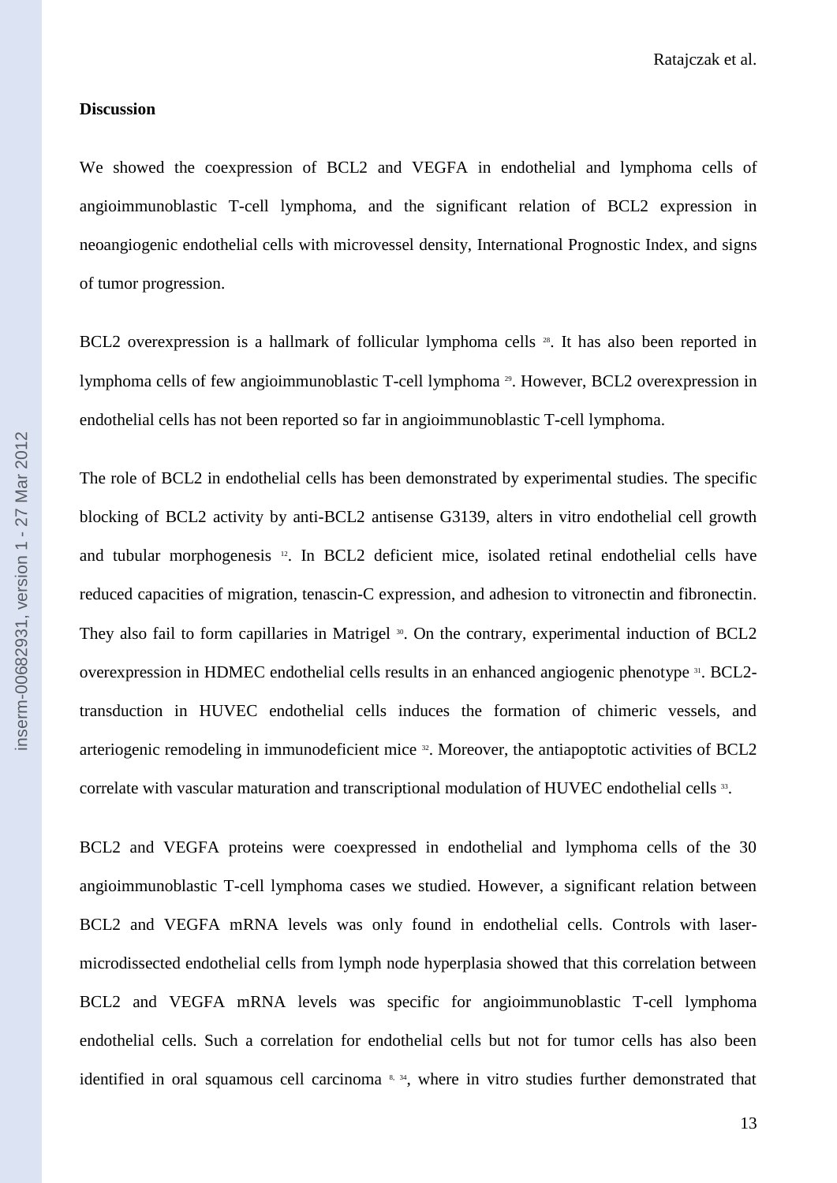## Discussion

We showed the coexpression of BCL2 and VEGFA in endothelial and lymphoma cells of angioimmunoblastic T-cell lymphoma, and the significant relation of BCL2 expression in neoangiogenic endothelial cells with microvessel density, International Prognostic Index, and signs of tumor progression.

BCL2 overexpression is a hallmark of follicular lymphoma cells [28]. It has also been reported in lymphoma cells of few angioimmunoblastic T-cell lymphoma [29]. However, BCL2 overexpression in endothelial cells has not been reported so far in angioimmunoblastic T-cell lymphoma.

The role of BCL2 in endothelial cells has been demonstrated by experimental studies. The specific blocking of BCL2 activity by anti-BCL2 antisense G3139, alters in vitro endothelial cell growth and tubular morphogenesis [12]. In BCL2 deficient mice, isolated retinal endothelial cells have reduced capacities of migration, tenascin-C expression, and adhesion to vitronectin and fibronectin. They also fail to form capillaries in Matrigel [30]. On the contrary, experimental induction of BCL2 overexpression in HDMEC endothelial cells results in an enhanced angiogenic phenotype [31]. BCL2-transduction in HUVEC endothelial cells induces the formation of chimeric vessels, and arteriogenic remodeling in immunodeficient mice [32]. Moreover, the antiapoptotic activities of BCL2 correlate with vascular maturation and transcriptional modulation of HUVEC endothelial cells [33].

BCL2 and VEGFA proteins were coexpressed in endothelial and lymphoma cells of the 30 angioimmunoblastic T-cell lymphoma cases we studied. However, a significant relation between BCL2 and VEGFA mRNA levels was only found in endothelial cells. Controls with laser-microdissected endothelial cells from lymph node hyperplasia showed that this correlation between BCL2 and VEGFA mRNA levels was specific for angioimmunoblastic T-cell lymphoma endothelial cells. Such a correlation for endothelial cells but not for tumor cells has also been identified in oral squamous cell carcinoma [8, 34], where in vitro studies further demonstrated that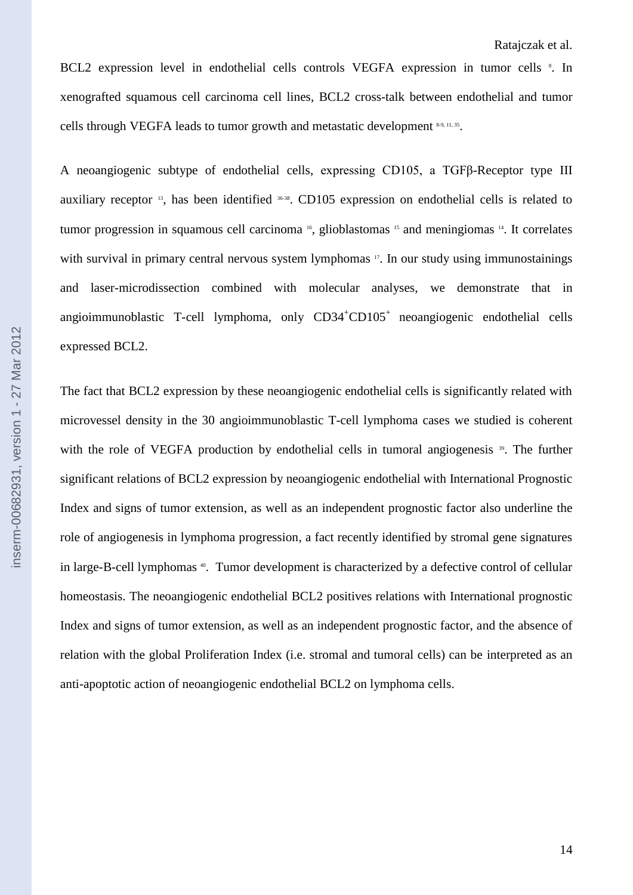BCL2 expression level in endothelial cells controls VEGFA expression in tumor cells [8]. In xenografted squamous cell carcinoma cell lines, BCL2 cross-talk between endothelial and tumor cells through VEGFA leads to tumor growth and metastatic development [8-9, 11, 35].

A neoangiogenic subtype of endothelial cells, expressing CD105, a TGFβ-Receptor type III auxiliary receptor [13], has been identified [36-38]. CD105 expression on endothelial cells is related to tumor progression in squamous cell carcinoma [16], glioblastomas [15] and meningiomas [14]. It correlates with survival in primary central nervous system lymphomas [17]. In our study using immunostainings and laser-microdissection combined with molecular analyses, we demonstrate that in angioimmunoblastic T-cell lymphoma, only $CD34^{+}CD105^{+}$ neoangiogenic endothelial cells expressed BCL2.

The fact that BCL2 expression by these neoangiogenic endothelial cells is significantly related with microvessel density in the 30 angioimmunoblastic T-cell lymphoma cases we studied is coherent with the role of VEGFA production by endothelial cells in tumoral angiogenesis [39]. The further significant relations of BCL2 expression by neoangiogenic endothelial with International Prognostic Index and signs of tumor extension, as well as an independent prognostic factor also underline the role of angiogenesis in lymphoma progression, a fact recently identified by stromal gene signatures in large-B-cell lymphomas [40]. Tumor development is characterized by a defective control of cellular homeostasis. The neoangiogenic endothelial BCL2 positives relations with International prognostic Index and signs of tumor extension, as well as an independent prognostic factor, and the absence of relation with the global Proliferation Index (i.e. stromal and tumoral cells) can be interpreted as an anti-apoptotic action of neoangiogenic endothelial BCL2 on lymphoma cells.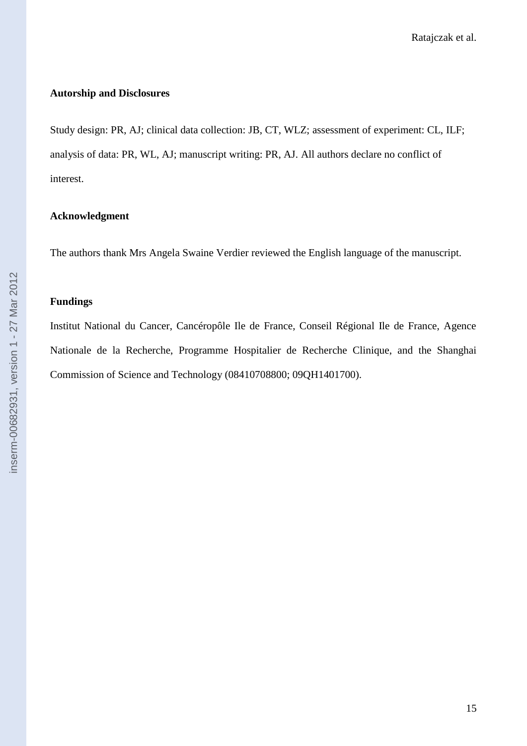**Autorship and Disclosures**

Study design: PR, AJ; clinical data collection: JB, CT, WLZ; assessment of experiment: CL, ILF; analysis of data: PR, WL, AJ; manuscript writing: PR, AJ. All authors declare no conflict of interest.

**Acknowledgment**

The authors thank Mrs Angela Swaine Verdier reviewed the English language of the manuscript.

**Fundings**

Institut National du Cancer, Cancéropôle Ile de France, Conseil Régional Ile de France, Agence Nationale de la Recherche, Programme Hospitalier de Recherche Clinique, and the Shanghai Commission of Science and Technology (08410708800; 09QH1401700).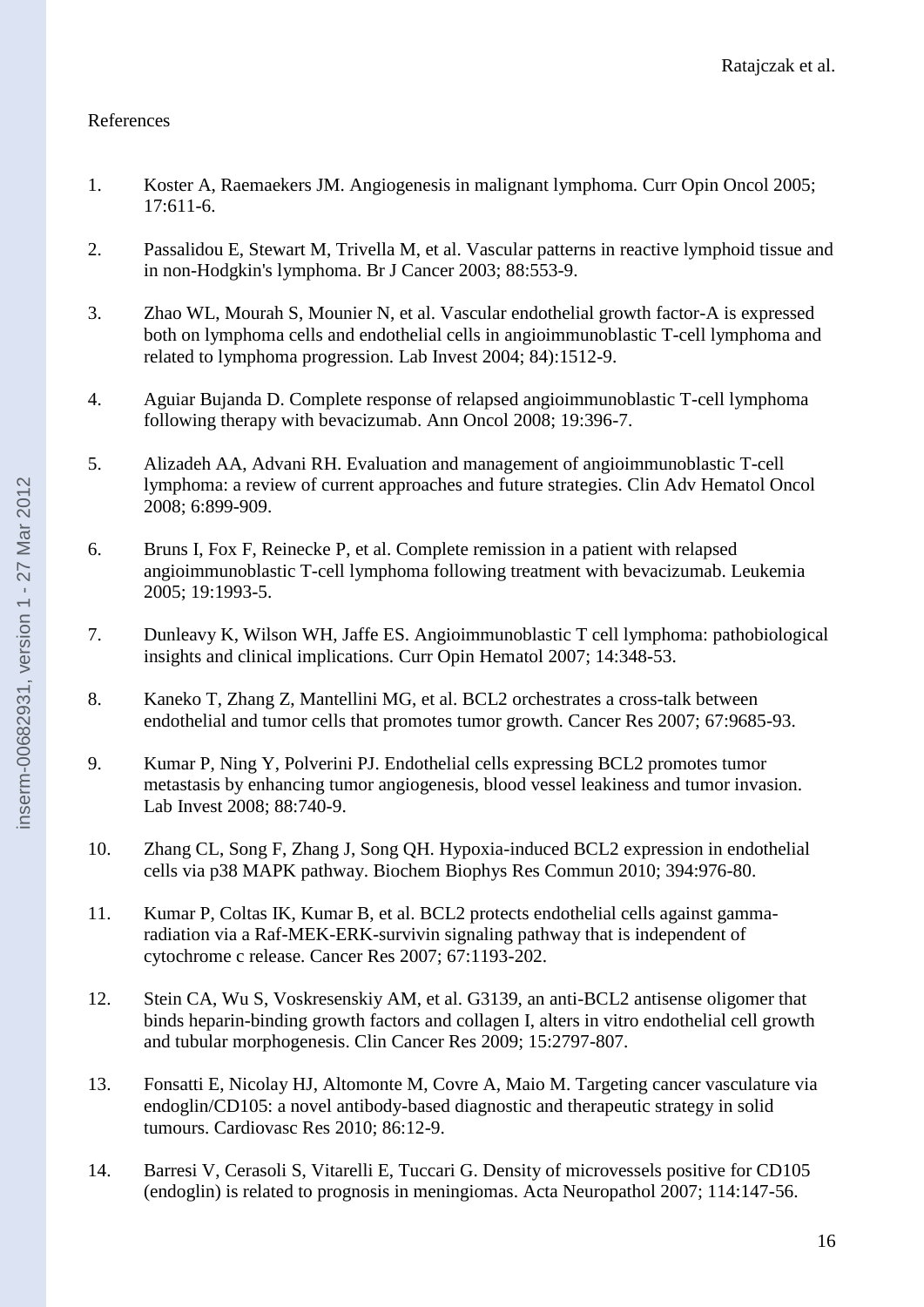References

1. Koster A, Raemaekers JM. Angiogenesis in malignant lymphoma. Curr Opin Oncol 2005; 17:611-6.

2. Passalidou E, Stewart M, Trivella M, et al. Vascular patterns in reactive lymphoid tissue and in non-Hodgkin's lymphoma. Br J Cancer 2003; 88:553-9.

3. Zhao WL, Mourah S, Mounier N, et al. Vascular endothelial growth factor-A is expressed both on lymphoma cells and endothelial cells in angioimmunoblastic T-cell lymphoma and related to lymphoma progression. Lab Invest 2004; 84):1512-9.

4. Aguiar Bujanda D. Complete response of relapsed angioimmunoblastic T-cell lymphoma following therapy with bevacizumab. Ann Oncol 2008; 19:396-7.

5. Alizadeh AA, Advani RH. Evaluation and management of angioimmunoblastic T-cell lymphoma: a review of current approaches and future strategies. Clin Adv Hematol Oncol 2008; 6:899-909.

6. Bruns I, Fox F, Reinecke P, et al. Complete remission in a patient with relapsed angioimmunoblastic T-cell lymphoma following treatment with bevacizumab. Leukemia 2005; 19:1993-5.

7. Dunleavy K, Wilson WH, Jaffe ES. Angioimmunoblastic T cell lymphoma: pathobiological insights and clinical implications. Curr Opin Hematol 2007; 14:348-53.

8. Kaneko T, Zhang Z, Mantellini MG, et al. BCL2 orchestrates a cross-talk between endothelial and tumor cells that promotes tumor growth. Cancer Res 2007; 67:9685-93.

9. Kumar P, Ning Y, Polverini PJ. Endothelial cells expressing BCL2 promotes tumor metastasis by enhancing tumor angiogenesis, blood vessel leakiness and tumor invasion. Lab Invest 2008; 88:740-9.

10. Zhang CL, Song F, Zhang J, Song QH. Hypoxia-induced BCL2 expression in endothelial cells via p38 MAPK pathway. Biochem Biophys Res Commun 2010; 394:976-80.

11. Kumar P, Coltas IK, Kumar B, et al. BCL2 protects endothelial cells against gamma-radiation via a Raf-MEK-ERK-survivin signaling pathway that is independent of cytochrome c release. Cancer Res 2007; 67:1193-202.

12. Stein CA, Wu S, Voskresenskiy AM, et al. G3139, an anti-BCL2 antisense oligomer that binds heparin-binding growth factors and collagen I, alters in vitro endothelial cell growth and tubular morphogenesis. Clin Cancer Res 2009; 15:2797-807.

13. Fonsatti E, Nicolay HJ, Altomonte M, Covre A, Maio M. Targeting cancer vasculature via endoglin/CD105: a novel antibody-based diagnostic and therapeutic strategy in solid tumours. Cardiovasc Res 2010; 86:12-9.

14. Barresi V, Cerasoli S, Vitarelli E, Tuccari G. Density of microvessels positive for CD105 (endoglin) is related to prognosis in meningiomas. Acta Neuropathol 2007; 114:147-56.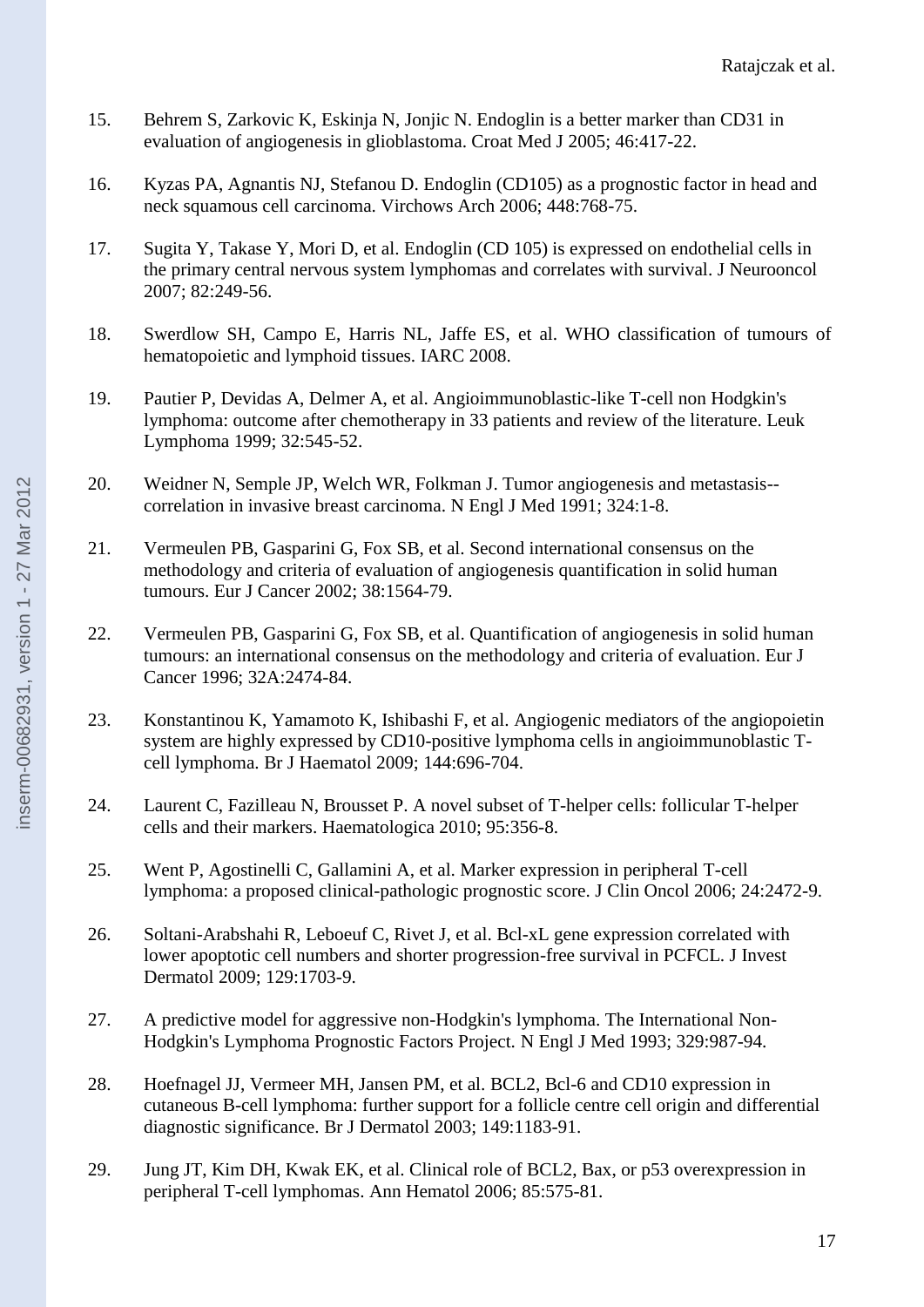15. Behrem S, Zarkovic K, Eskinja N, Jonjic N. Endoglin is a better marker than CD31 in evaluation of angiogenesis in glioblastoma. Croat Med J 2005; 46:417-22.

16. Kyzas PA, Agnantis NJ, Stefanou D. Endoglin (CD105) as a prognostic factor in head and neck squamous cell carcinoma. Virchows Arch 2006; 448:768-75.

17. Sugita Y, Takase Y, Mori D, et al. Endoglin (CD 105) is expressed on endothelial cells in the primary central nervous system lymphomas and correlates with survival. J Neurooncol 2007; 82:249-56.

18. Swerdlow SH, Campo E, Harris NL, Jaffe ES, et al. WHO classification of tumours of hematopoietic and lymphoid tissues. IARC 2008.

19. Pautier P, Devidas A, Delmer A, et al. Angioimmunoblastic-like T-cell non Hodgkin's lymphoma: outcome after chemotherapy in 33 patients and review of the literature. Leuk Lymphoma 1999; 32:545-52.

20. Weidner N, Semple JP, Welch WR, Folkman J. Tumor angiogenesis and metastasis--correlation in invasive breast carcinoma. N Engl J Med 1991; 324:1-8.

21. Vermeulen PB, Gasparini G, Fox SB, et al. Second international consensus on the methodology and criteria of evaluation of angiogenesis quantification in solid human tumours. Eur J Cancer 2002; 38:1564-79.

22. Vermeulen PB, Gasparini G, Fox SB, et al. Quantification of angiogenesis in solid human tumours: an international consensus on the methodology and criteria of evaluation. Eur J Cancer 1996; 32A:2474-84.

23. Konstantinou K, Yamamoto K, Ishibashi F, et al. Angiogenic mediators of the angiopoietin system are highly expressed by CD10-positive lymphoma cells in angioimmunoblastic T-cell lymphoma. Br J Haematol 2009; 144:696-704.

24. Laurent C, Fazilleau N, Brousset P. A novel subset of T-helper cells: follicular T-helper cells and their markers. Haematologica 2010; 95:356-8.

25. Went P, Agostinelli C, Gallamini A, et al. Marker expression in peripheral T-cell lymphoma: a proposed clinical-pathologic prognostic score. J Clin Oncol 2006; 24:2472-9.

26. Soltani-Arabshahi R, Leboeuf C, Rivet J, et al. Bcl-xL gene expression correlated with lower apoptotic cell numbers and shorter progression-free survival in PCFCL. J Invest Dermatol 2009; 129:1703-9.

27. A predictive model for aggressive non-Hodgkin's lymphoma. The International Non-Hodgkin's Lymphoma Prognostic Factors Project. N Engl J Med 1993; 329:987-94.

28. Hoefnagel JJ, Vermeer MH, Jansen PM, et al. BCL2, Bcl-6 and CD10 expression in cutaneous B-cell lymphoma: further support for a follicle centre cell origin and differential diagnostic significance. Br J Dermatol 2003; 149:1183-91.

29. Jung JT, Kim DH, Kwak EK, et al. Clinical role of BCL2, Bax, or p53 overexpression in peripheral T-cell lymphomas. Ann Hematol 2006; 85:575-81.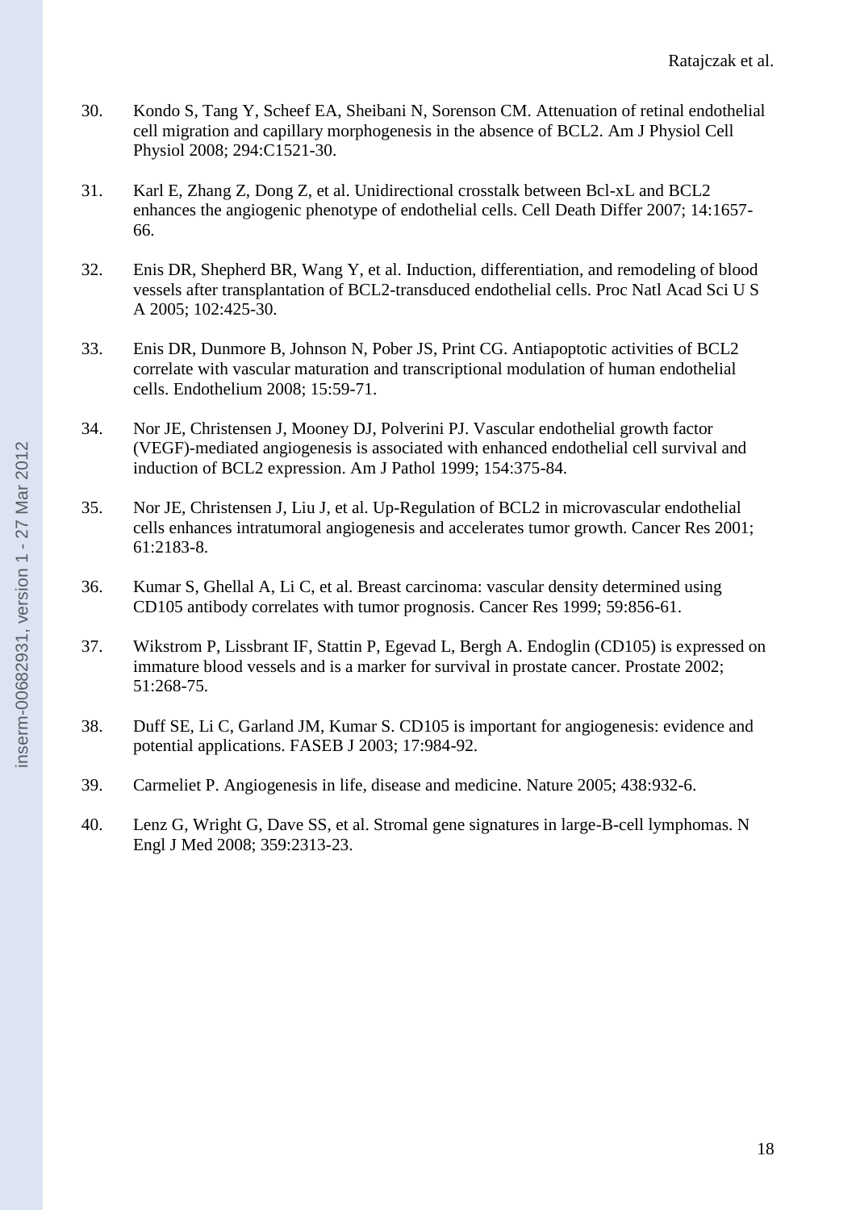30. Kondo S, Tang Y, Scheef EA, Sheibani N, Sorenson CM. Attenuation of retinal endothelial cell migration and capillary morphogenesis in the absence of BCL2. Am J Physiol Cell Physiol 2008; 294:C1521-30.

31. Karl E, Zhang Z, Dong Z, et al. Unidirectional crosstalk between Bcl-xL and BCL2 enhances the angiogenic phenotype of endothelial cells. Cell Death Differ 2007; 14:1657-66.

32. Enis DR, Shepherd BR, Wang Y, et al. Induction, differentiation, and remodeling of blood vessels after transplantation of BCL2-transduced endothelial cells. Proc Natl Acad Sci U S A 2005; 102:425-30.

33. Enis DR, Dunmore B, Johnson N, Pober JS, Print CG. Antiapoptotic activities of BCL2 correlate with vascular maturation and transcriptional modulation of human endothelial cells. Endothelium 2008; 15:59-71.

34. Nor JE, Christensen J, Mooney DJ, Polverini PJ. Vascular endothelial growth factor (VEGF)-mediated angiogenesis is associated with enhanced endothelial cell survival and induction of BCL2 expression. Am J Pathol 1999; 154:375-84.

35. Nor JE, Christensen J, Liu J, et al. Up-Regulation of BCL2 in microvascular endothelial cells enhances intratumoral angiogenesis and accelerates tumor growth. Cancer Res 2001; 61:2183-8.

36. Kumar S, Ghellal A, Li C, et al. Breast carcinoma: vascular density determined using CD105 antibody correlates with tumor prognosis. Cancer Res 1999; 59:856-61.

37. Wikstrom P, Lissbrant IF, Stattin P, Egevad L, Bergh A. Endoglin (CD105) is expressed on immature blood vessels and is a marker for survival in prostate cancer. Prostate 2002; 51:268-75.

38. Duff SE, Li C, Garland JM, Kumar S. CD105 is important for angiogenesis: evidence and potential applications. FASEB J 2003; 17:984-92.

39. Carmeliet P. Angiogenesis in life, disease and medicine. Nature 2005; 438:932-6.

40. Lenz G, Wright G, Dave SS, et al. Stromal gene signatures in large-B-cell lymphomas. N Engl J Med 2008; 359:2313-23.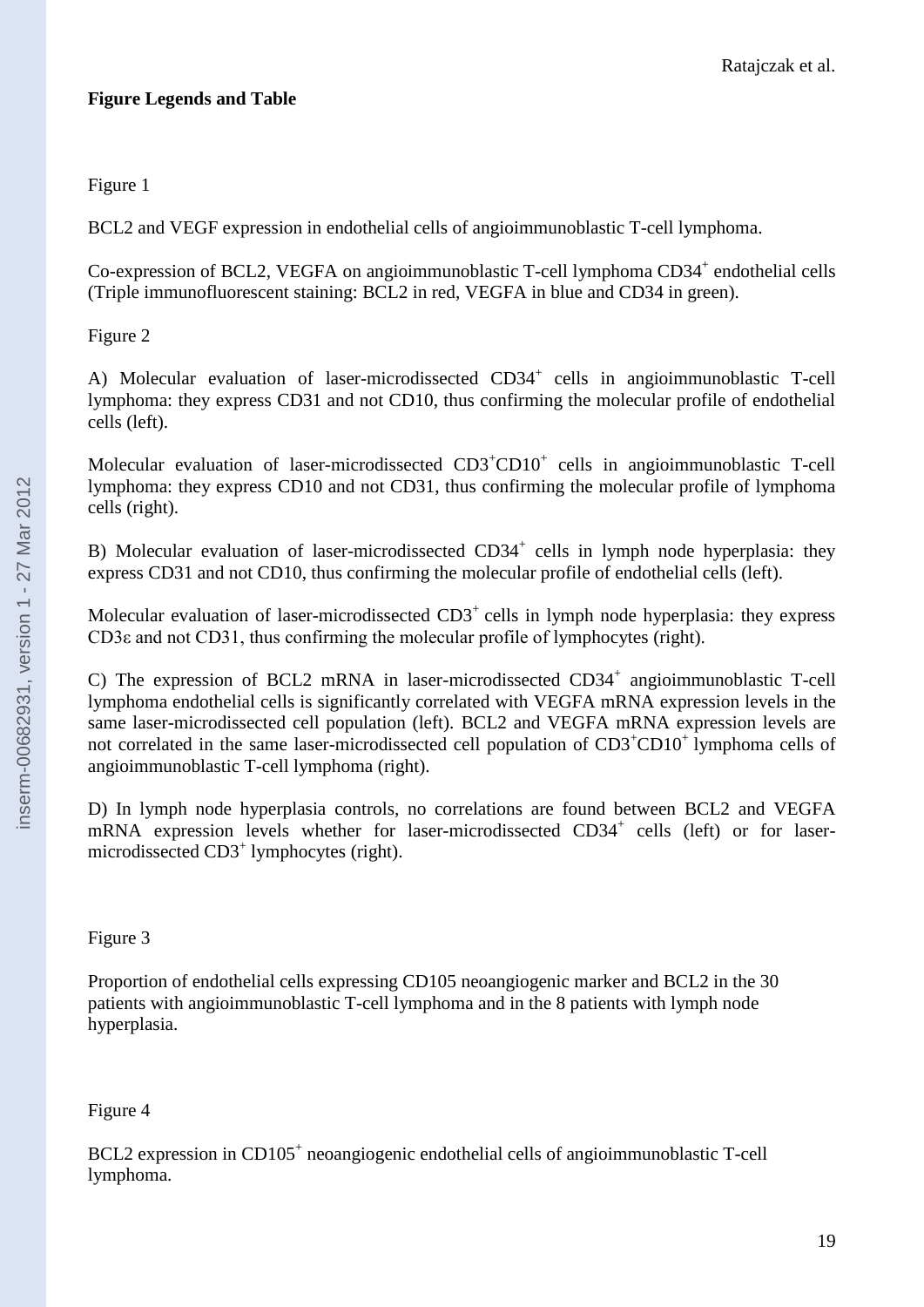**Figure Legends and Table**

Figure 1

BCL2 and VEGF expression in endothelial cells of angioimmunoblastic T-cell lymphoma.

Co-expression of BCL2, VEGFA on angioimmunoblastic T-cell lymphoma $CD34^+$ endothelial cells (Triple immunofluorescent staining: BCL2 in red, VEGFA in blue and CD34 in green).

Figure 2

A) Molecular evaluation of laser-microdissected $CD34^+$ cells in angioimmunoblastic T-cell lymphoma: they express CD31 and not CD10, thus confirming the molecular profile of endothelial cells (left).

Molecular evaluation of laser-microdissected $CD3^+CD10^+$ cells in angioimmunoblastic T-cell lymphoma: they express CD10 and not CD31, thus confirming the molecular profile of lymphoma cells (right).

B) Molecular evaluation of laser-microdissected $CD34^+$ cells in lymph node hyperplasia: they express CD31 and not CD10, thus confirming the molecular profile of endothelial cells (left).

Molecular evaluation of laser-microdissected $CD3^+$ cells in lymph node hyperplasia: they express CD3ε and not CD31, thus confirming the molecular profile of lymphocytes (right).

C) The expression of BCL2 mRNA in laser-microdissected $CD34^+$ angioimmunoblastic T-cell lymphoma endothelial cells is significantly correlated with VEGFA mRNA expression levels in the same laser-microdissected cell population (left). BCL2 and VEGFA mRNA expression levels are not correlated in the same laser-microdissected cell population of $CD3^+CD10^+$ lymphoma cells of angioimmunoblastic T-cell lymphoma (right).

D) In lymph node hyperplasia controls, no correlations are found between BCL2 and VEGFA mRNA expression levels whether for laser-microdissected $CD34^+$ cells (left) or for laser-microdissected $CD3^+$ lymphocytes (right).

Figure 3

Proportion of endothelial cells expressing CD105 neoangiogenic marker and BCL2 in the 30 patients with angioimmunoblastic T-cell lymphoma and in the 8 patients with lymph node hyperplasia.

Figure 4

BCL2 expression in $CD105^+$ neoangiogenic endothelial cells of angioimmunoblastic T-cell lymphoma.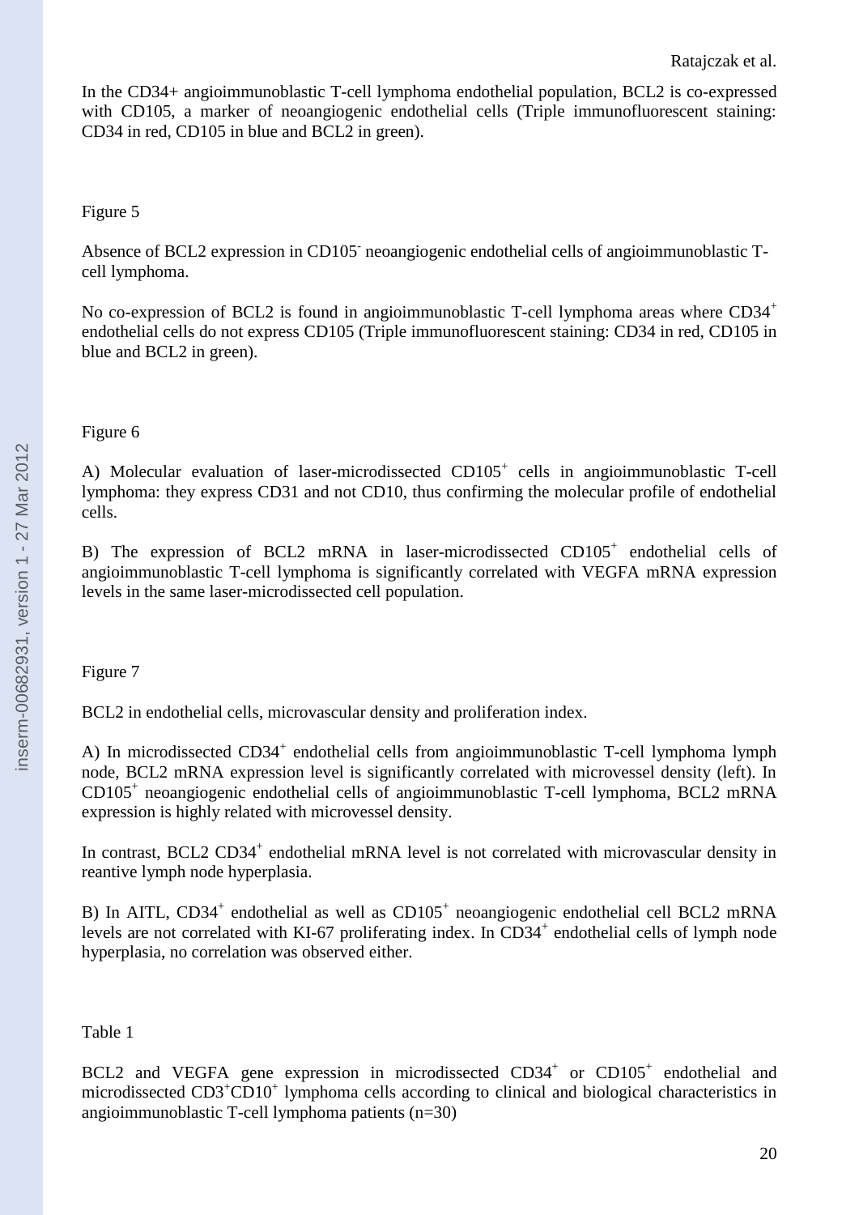In the CD34+ angioimmunoblastic T-cell lymphoma endothelial population, BCL2 is co-expressed with CD105, a marker of neoangiogenic endothelial cells (Triple immunofluorescent staining: CD34 in red, CD105 in blue and BCL2 in green).

Figure 5

Absence of BCL2 expression in $CD105^-$ neoangiogenic endothelial cells of angioimmunoblastic T-cell lymphoma.

No co-expression of BCL2 is found in angioimmunoblastic T-cell lymphoma areas where $CD34^+$ endothelial cells do not express CD105 (Triple immunofluorescent staining: CD34 in red, CD105 in blue and BCL2 in green).

Figure 6

A) Molecular evaluation of laser-microdissected $CD105^+$ cells in angioimmunoblastic T-cell lymphoma: they express CD31 and not CD10, thus confirming the molecular profile of endothelial cells.

B) The expression of BCL2 mRNA in laser-microdissected $CD105^+$ endothelial cells of angioimmunoblastic T-cell lymphoma is significantly correlated with VEGFA mRNA expression levels in the same laser-microdissected cell population.

Figure 7

BCL2 in endothelial cells, microvascular density and proliferation index.

A) In microdissected $CD34^+$ endothelial cells from angioimmunoblastic T-cell lymphoma lymph node, BCL2 mRNA expression level is significantly correlated with microvessel density (left). In $CD105^+$ neoangiogenic endothelial cells of angioimmunoblastic T-cell lymphoma, BCL2 mRNA expression is highly related with microvessel density.

In contrast, BCL2 $CD34^+$ endothelial mRNA level is not correlated with microvascular density in reantive lymph node hyperplasia.

B) In AITL, $CD34^+$ endothelial as well as $CD105^+$ neoangiogenic endothelial cell BCL2 mRNA levels are not correlated with KI-67 proliferating index. In $CD34^+$ endothelial cells of lymph node hyperplasia, no correlation was observed either.

Table 1

BCL2 and VEGFA gene expression in microdissected $CD34^+$ or $CD105^+$ endothelial and microdissected $CD3^+CD10^+$ lymphoma cells according to clinical and biological characteristics in angioimmunoblastic T-cell lymphoma patients (n=30)